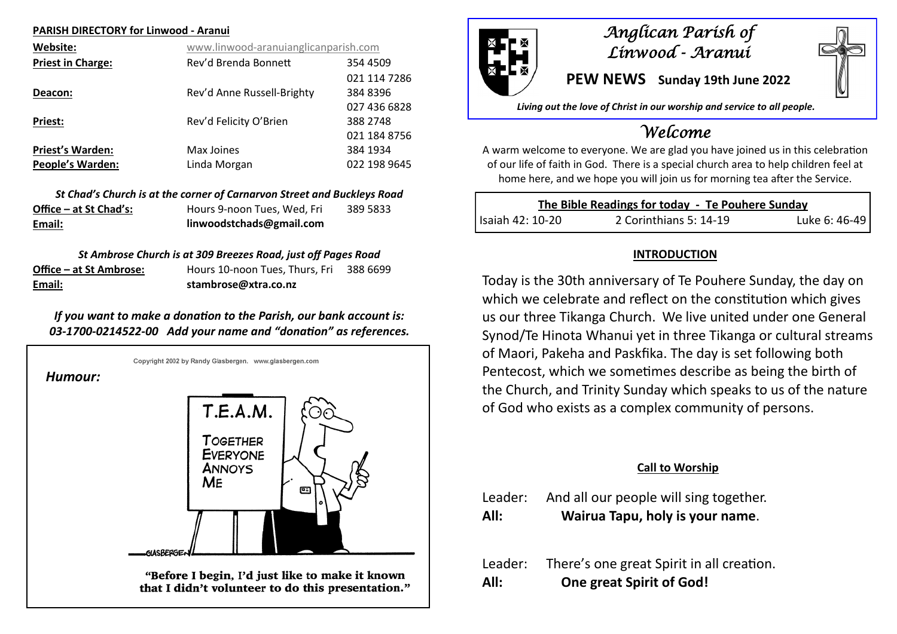**PARISH DIRECTORY for Linwood - Aranui**

| | | |
|---|---|---|
| **Website:** | www.linwood-aranuianglicanparish.com | |
| **Priest in Charge:** | Rev'd Brenda Bonnett | 354 4509 |
| | | 021 114 7286 |
| **Deacon:** | Rev'd Anne Russell-Brighty | 384 8396 |
| | | 027 436 6828 |
| **Priest:** | Rev'd Felicity O'Brien | 388 2748 |
| | | 021 184 8756 |
| **Priest's Warden:** | Max Joines | 384 1934 |
| **People's Warden:** | Linda Morgan | 022 198 9645 |

*St Chad's Church is at the corner of Carnarvon Street and Buckleys Road*

| | | |
|---|---|---|
| **Office – at St Chad's:** | Hours 9-noon Tues, Wed, Fri | 389 5833 |
| **Email:** | **linwoodstchads@gmail.com** | |

*St Ambrose Church is at 309 Breezes Road, just off Pages Road*

| | | |
|---|---|---|
| **Office – at St Ambrose:** | Hours 10-noon Tues, Thurs, Fri | 388 6699 |
| **Email:** | **stambrose@xtra.co.nz** | |

***If you want to make a donation to the Parish, our bank account is: 03-1700-0214522-00 Add your name and "donation" as references.***

***Humour:***

Copyright 2002 by Randy Glasbergen. www.glasbergen.com

T.E.A.M.
TOGETHER EVERYONE ANNOYS ME

"Before I begin, I'd just like to make it known that I didn't volunteer to do this presentation."

# *Anglican Parish of Linwood - Aranui*

**PEW NEWS Sunday 19th June 2022**

***Living out the love of Christ in our worship and service to all people.***

## *Welcome*

A warm welcome to everyone. We are glad you have joined us in this celebration of our life of faith in God. There is a special church area to help children feel at home here, and we hope you will join us for morning tea after the Service.

| **The Bible Readings for today - Te Pouhere Sunday** | | |
|---|---|---|
| Isaiah 42: 10-20 | 2 Corinthians 5: 14-19 | Luke 6: 46-49 |

### INTRODUCTION

Today is the 30th anniversary of Te Pouhere Sunday, the day on which we celebrate and reflect on the constitution which gives us our three Tikanga Church. We live united under one General Synod/Te Hinota Whanui yet in three Tikanga or cultural streams of Maori, Pakeha and Paskfika. The day is set following both Pentecost, which we sometimes describe as being the birth of the Church, and Trinity Sunday which speaks to us of the nature of God who exists as a complex community of persons.

### Call to Worship

Leader: And all our people will sing together.
**All: Wairua Tapu, holy is your name**.

Leader: There's one great Spirit in all creation.
**All: One great Spirit of God!**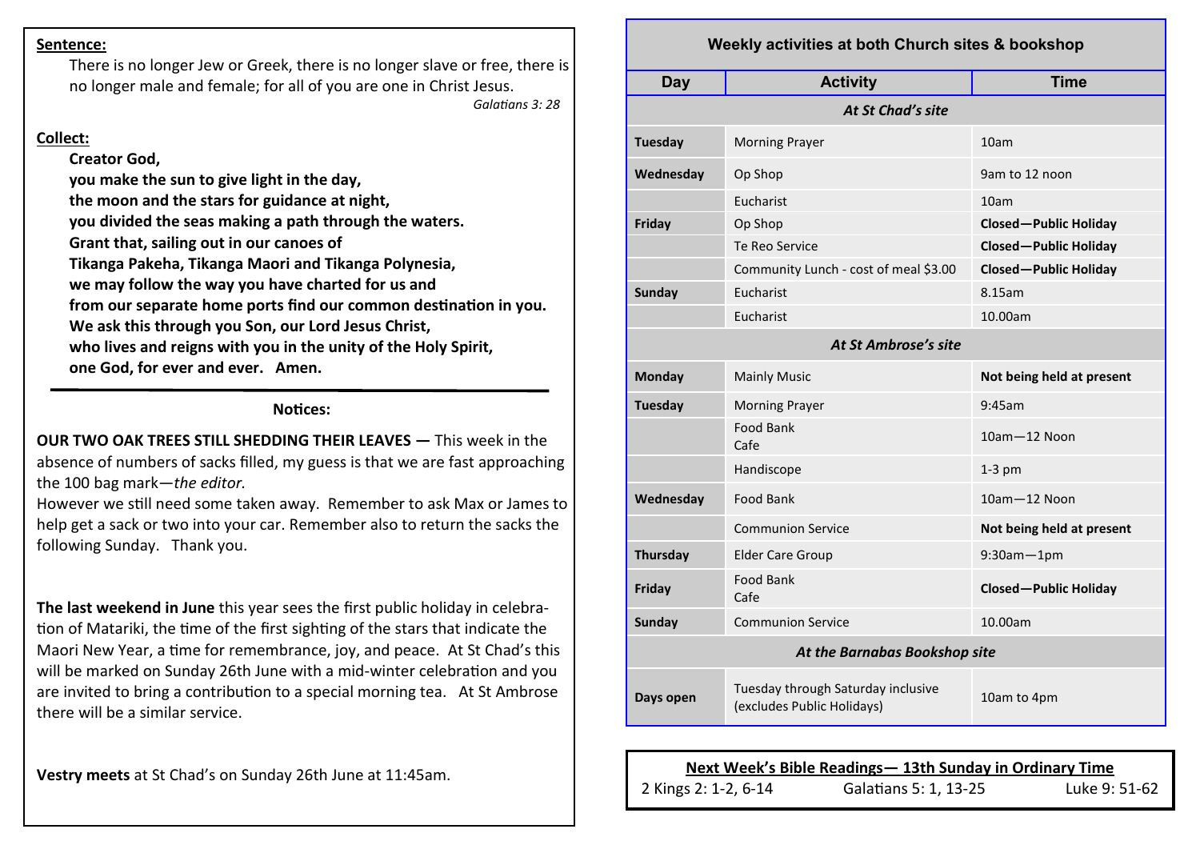**Sentence:**

There is no longer Jew or Greek, there is no longer slave or free, there is no longer male and female; for all of you are one in Christ Jesus.

*Galatians 3: 28*

**Collect:**

**Creator God,**
**you make the sun to give light in the day,**
**the moon and the stars for guidance at night,**
**you divided the seas making a path through the waters.**
**Grant that, sailing out in our canoes of**
**Tikanga Pakeha, Tikanga Maori and Tikanga Polynesia,**
**we may follow the way you have charted for us and**
**from our separate home ports find our common destination in you.**
**We ask this through you Son, our Lord Jesus Christ,**
**who lives and reigns with you in the unity of the Holy Spirit,**
**one God, for ever and ever. Amen.**

**Notices:**

**OUR TWO OAK TREES STILL SHEDDING THEIR LEAVES —** This week in the absence of numbers of sacks filled, my guess is that we are fast approaching the 100 bag mark—*the editor.*
However we still need some taken away. Remember to ask Max or James to help get a sack or two into your car. Remember also to return the sacks the following Sunday. Thank you.

**The last weekend in June** this year sees the first public holiday in celebration of Matariki, the time of the first sighting of the stars that indicate the Maori New Year, a time for remembrance, joy, and peace. At St Chad's this will be marked on Sunday 26th June with a mid-winter celebration and you are invited to bring a contribution to a special morning tea. At St Ambrose there will be a similar service.

**Vestry meets** at St Chad's on Sunday 26th June at 11:45am.

**Weekly activities at both Church sites & bookshop**

| Day | Activity | Time |
|---|---|---|
| ***At St Chad's site*** | | |
| **Tuesday** | Morning Prayer | 10am |
| **Wednesday** | Op Shop | 9am to 12 noon |
| | Eucharist | 10am |
| **Friday** | Op Shop | **Closed—Public Holiday** |
| | Te Reo Service | **Closed—Public Holiday** |
| | Community Lunch - cost of meal $3.00 | **Closed—Public Holiday** |
| **Sunday** | Eucharist | 8.15am |
| | Eucharist | 10.00am |
| ***At St Ambrose's site*** | | |
| **Monday** | Mainly Music | **Not being held at present** |
| **Tuesday** | Morning Prayer | 9:45am |
| | Food Bank Cafe | 10am—12 Noon |
| | Handiscope | 1-3 pm |
| **Wednesday** | Food Bank | 10am—12 Noon |
| | Communion Service | **Not being held at present** |
| **Thursday** | Elder Care Group | 9:30am—1pm |
| **Friday** | Food Bank Cafe | **Closed—Public Holiday** |
| **Sunday** | Communion Service | 10.00am |
| ***At the Barnabas Bookshop site*** | | |
| **Days open** | Tuesday through Saturday inclusive (excludes Public Holidays) | 10am to 4pm |

**Next Week's Bible Readings— 13th Sunday in Ordinary Time**

2 Kings 2: 1-2, 6-14 Galatians 5: 1, 13-25 Luke 9: 51-62